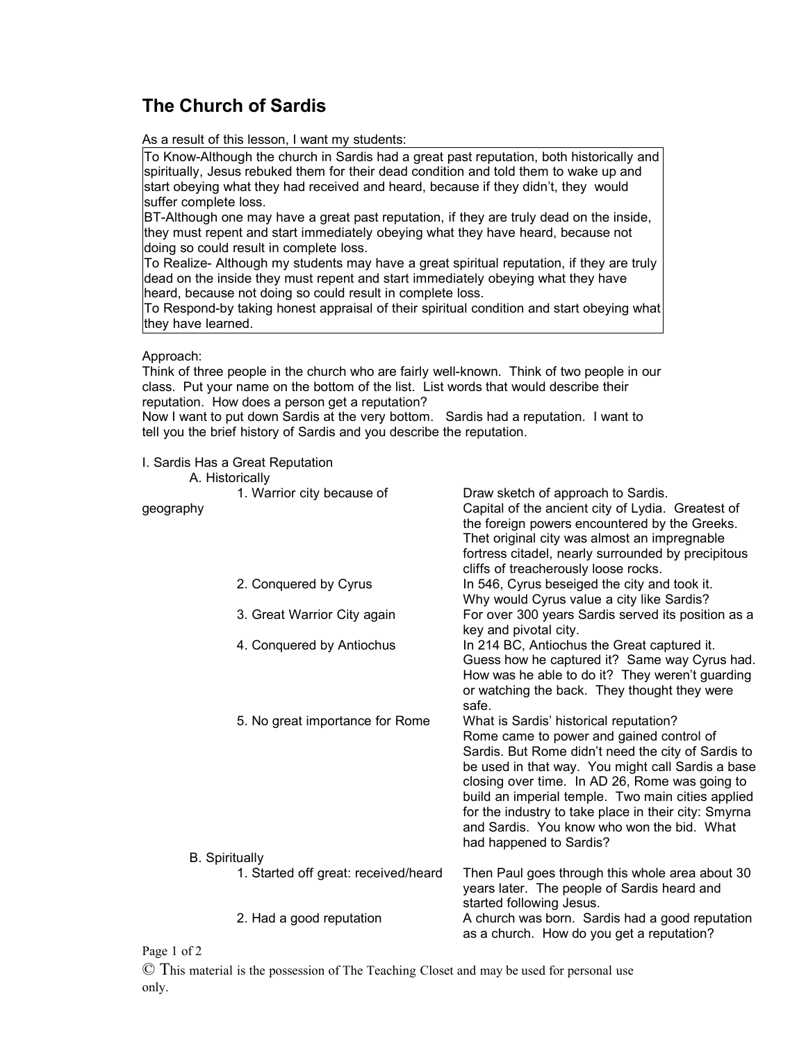# The Church of Sardis

As a result of this lesson, I want my students:

| |
|---|
| To Know-Although the church in Sardis had a great past reputation, both historically and spiritually, Jesus rebuked them for their dead condition and told them to wake up and start obeying what they had received and heard, because if they didn't, they would suffer complete loss. |
| BT-Although one may have a great past reputation, if they are truly dead on the inside, they must repent and start immediately obeying what they have heard, because not doing so could result in complete loss. |
| To Realize- Although my students may have a great spiritual reputation, if they are truly dead on the inside they must repent and start immediately obeying what they have heard, because not doing so could result in complete loss. |
| To Respond-by taking honest appraisal of their spiritual condition and start obeying what they have learned. |

Approach:

Think of three people in the church who are fairly well-known. Think of two people in our class. Put your name on the bottom of the list. List words that would describe their reputation. How does a person get a reputation?

Now I want to put down Sardis at the very bottom. Sardis had a reputation. I want to tell you the brief history of Sardis and you describe the reputation.

| Outline | Notes |
|---|---|
| I. Sardis Has a Great Reputation | |
| A. Historically | |
| 1. Warrior city because of geography | Draw sketch of approach to Sardis. Capital of the ancient city of Lydia. Greatest of the foreign powers encountered by the Greeks. Thet original city was almost an impregnable fortress citadel, nearly surrounded by precipitous cliffs of treacherously loose rocks. |
| 2. Conquered by Cyrus | In 546, Cyrus beseiged the city and took it. Why would Cyrus value a city like Sardis? |
| 3. Great Warrior City again | For over 300 years Sardis served its position as a key and pivotal city. |
| 4. Conquered by Antiochus | In 214 BC, Antiochus the Great captured it. Guess how he captured it? Same way Cyrus had. How was he able to do it? They weren't guarding or watching the back. They thought they were safe. |
| 5. No great importance for Rome | What is Sardis' historical reputation? Rome came to power and gained control of Sardis. But Rome didn't need the city of Sardis to be used in that way. You might call Sardis a base closing over time. In AD 26, Rome was going to build an imperial temple. Two main cities applied for the industry to take place in their city: Smyrna and Sardis. You know who won the bid. What had happened to Sardis? |
| B. Spiritually | |
| 1. Started off great: received/heard | Then Paul goes through this whole area about 30 years later. The people of Sardis heard and started following Jesus. |
| 2. Had a good reputation | A church was born. Sardis had a good reputation as a church. How do you get a reputation? |

© This material is the possession of The Teaching Closet and may be used for personal use only.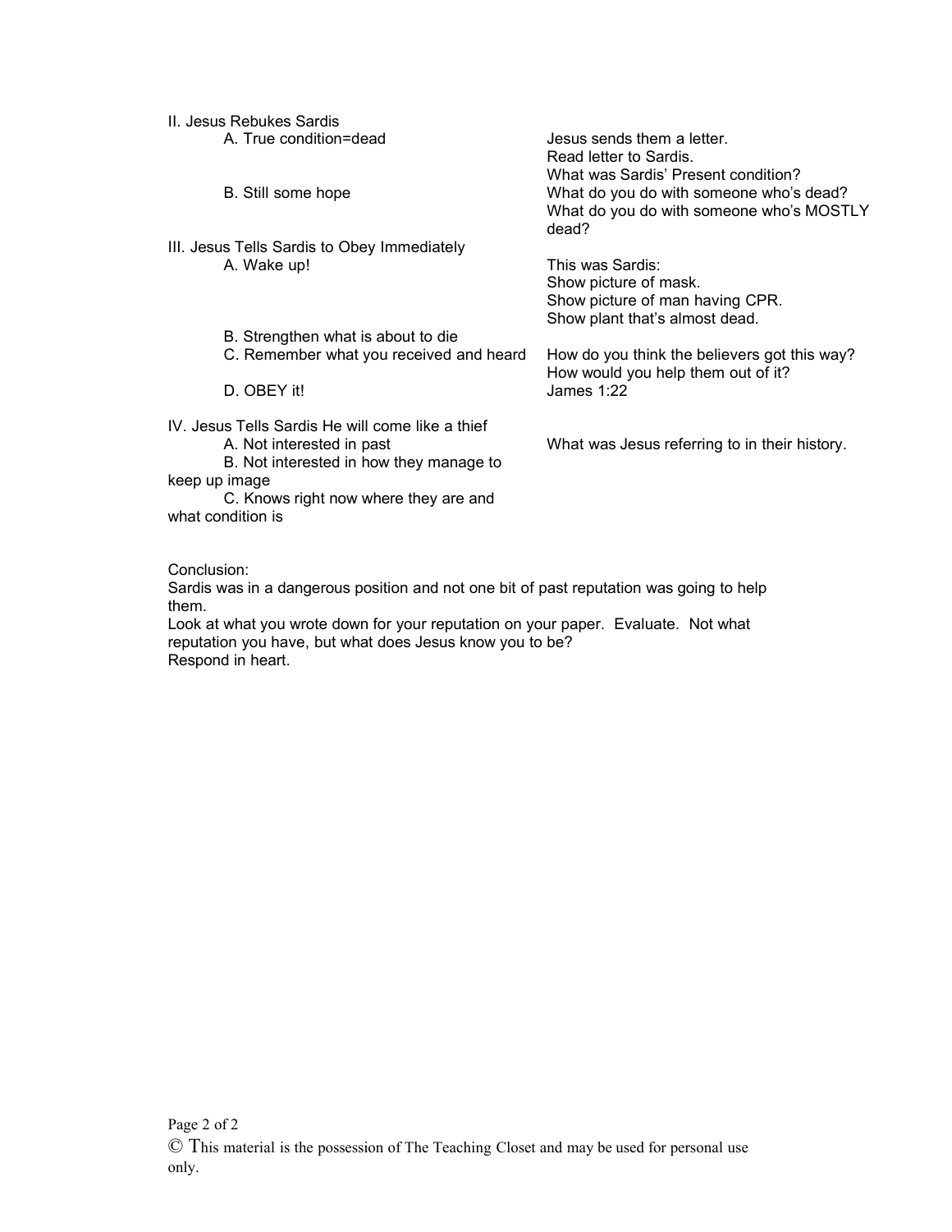| | |
|---|---|
| II. Jesus Rebukes Sardis | |
| A. True condition=dead | Jesus sends them a letter.<br>Read letter to Sardis.<br>What was Sardis' Present condition? |
| B. Still some hope | What do you do with someone who's dead?<br>What do you do with someone who's MOSTLY dead? |
| III. Jesus Tells Sardis to Obey Immediately | |
| A. Wake up! | This was Sardis:<br>Show picture of mask.<br>Show picture of man having CPR.<br>Show plant that's almost dead. |
| B. Strengthen what is about to die | |
| C. Remember what you received and heard | How do you think the believers got this way?<br>How would you help them out of it? |
| D. OBEY it! | James 1:22 |
| IV. Jesus Tells Sardis He will come like a thief | |
| A. Not interested in past | What was Jesus referring to in their history. |
| B. Not interested in how they manage to keep up image | |
| C. Knows right now where they are and what condition is | |

Conclusion:
Sardis was in a dangerous position and not one bit of past reputation was going to help them.
Look at what you wrote down for your reputation on your paper. Evaluate. Not what reputation you have, but what does Jesus know you to be?
Respond in heart.